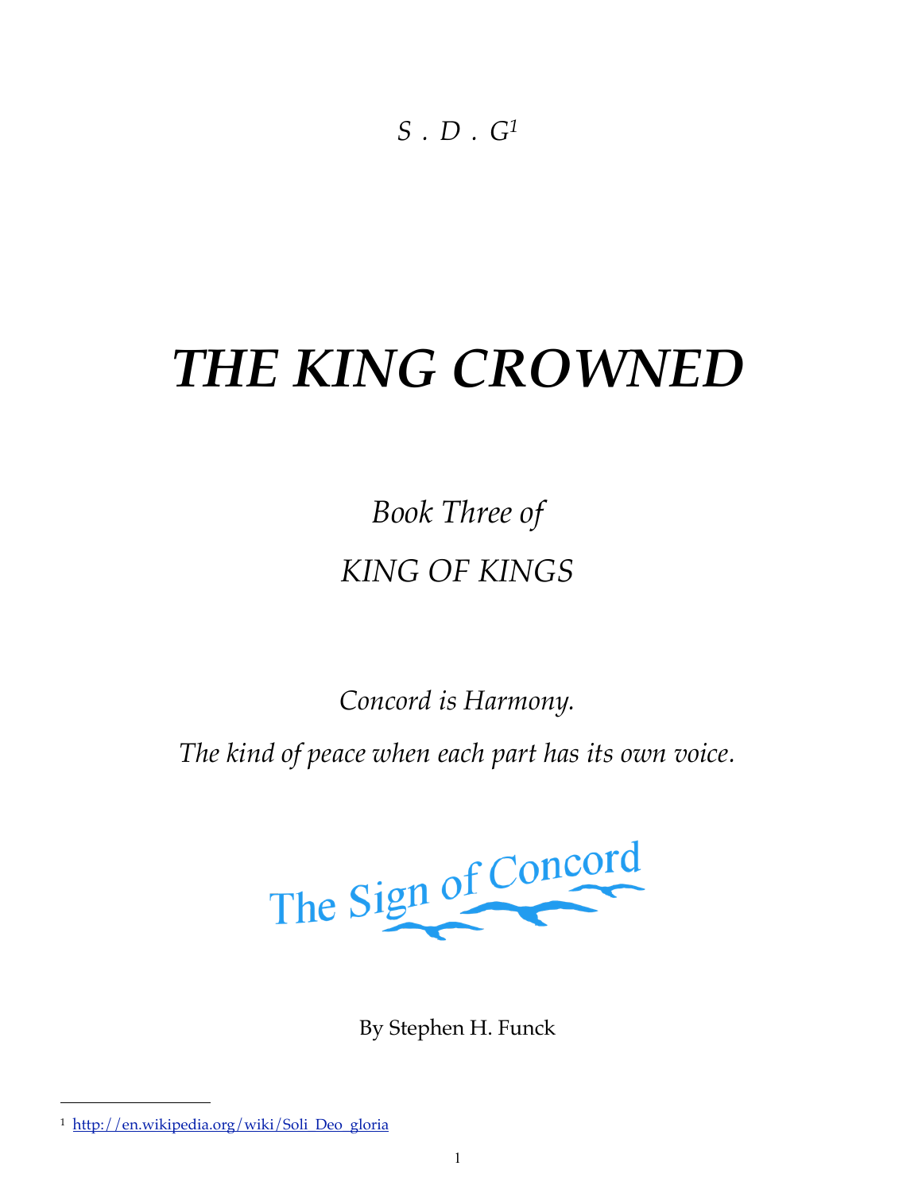*S . D . G*[1]

# *THE KING CROWNED*

*Book Three of*

*KING OF KINGS*

*Concord is Harmony.*

*The kind of peace when each part has its own voice.*

The Sign of Concord

By Stephen H. Funck

[1] http://en.wikipedia.org/wiki/Soli_Deo_gloria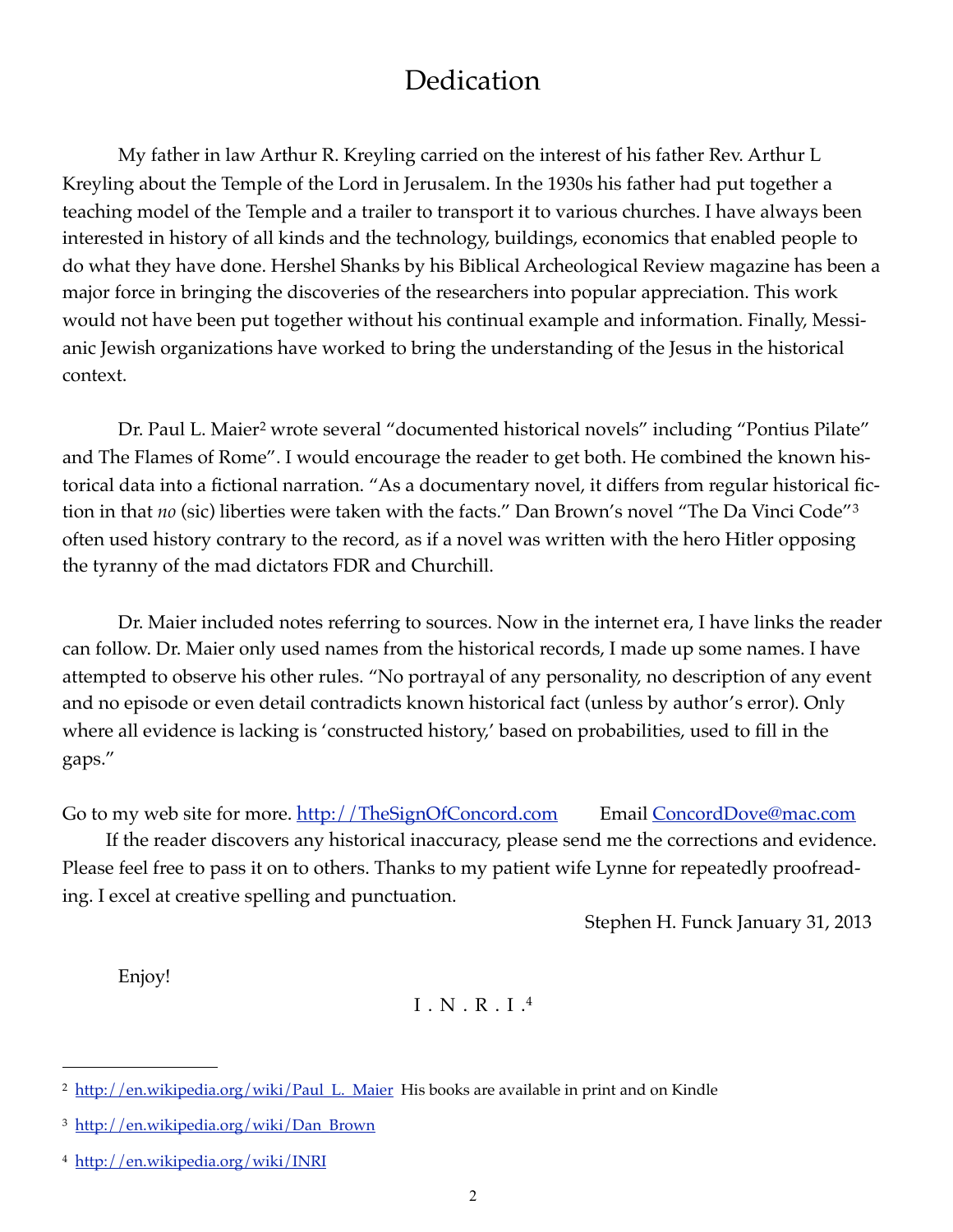# Dedication

My father in law Arthur R. Kreyling carried on the interest of his father Rev. Arthur L Kreyling about the Temple of the Lord in Jerusalem. In the 1930s his father had put together a teaching model of the Temple and a trailer to transport it to various churches. I have always been interested in history of all kinds and the technology, buildings, economics that enabled people to do what they have done. Hershel Shanks by his Biblical Archeological Review magazine has been a major force in bringing the discoveries of the researchers into popular appreciation. This work would not have been put together without his continual example and information. Finally, Messianic Jewish organizations have worked to bring the understanding of the Jesus in the historical context.

Dr. Paul L. Maier[2] wrote several "documented historical novels" including "Pontius Pilate" and The Flames of Rome". I would encourage the reader to get both. He combined the known historical data into a fictional narration. "As a documentary novel, it differs from regular historical fiction in that *no* (sic) liberties were taken with the facts." Dan Brown's novel "The Da Vinci Code"[3] often used history contrary to the record, as if a novel was written with the hero Hitler opposing the tyranny of the mad dictators FDR and Churchill.

Dr. Maier included notes referring to sources. Now in the internet era, I have links the reader can follow. Dr. Maier only used names from the historical records, I made up some names. I have attempted to observe his other rules. "No portrayal of any personality, no description of any event and no episode or even detail contradicts known historical fact (unless by author's error). Only where all evidence is lacking is 'constructed history,' based on probabilities, used to fill in the gaps."

Go to my web site for more. [http://TheSignOfConcord.com](http://TheSignOfConcord.com) Email [ConcordDove@mac.com](mailto:ConcordDove@mac.com)

If the reader discovers any historical inaccuracy, please send me the corrections and evidence. Please feel free to pass it on to others. Thanks to my patient wife Lynne for repeatedly proofreading. I excel at creative spelling and punctuation.

Stephen H. Funck January 31, 2013

Enjoy!

I . N . R . I .[4]

---

[2] [http://en.wikipedia.org/wiki/Paul_L._Maier](http://en.wikipedia.org/wiki/Paul_L._Maier) His books are available in print and on Kindle

[3] [http://en.wikipedia.org/wiki/Dan_Brown](http://en.wikipedia.org/wiki/Dan_Brown)

[4] [http://en.wikipedia.org/wiki/INRI](http://en.wikipedia.org/wiki/INRI)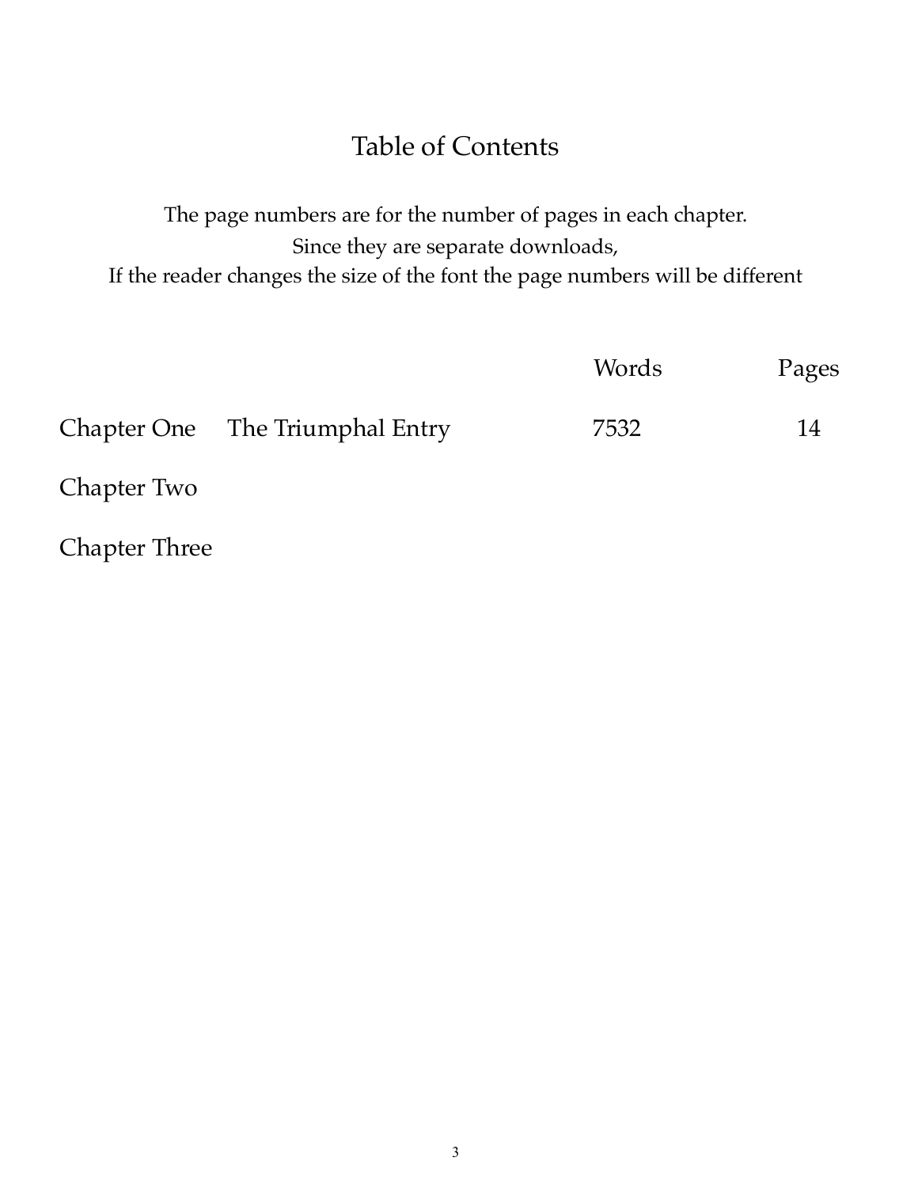# Table of Contents

The page numbers are for the number of pages in each chapter.
Since they are separate downloads,
If the reader changes the size of the font the page numbers will be different

| | | Words | Pages |
|---|---|---|---|
| Chapter One | The Triumphal Entry | 7532 | 14 |
| Chapter Two | | | |
| Chapter Three | | | |